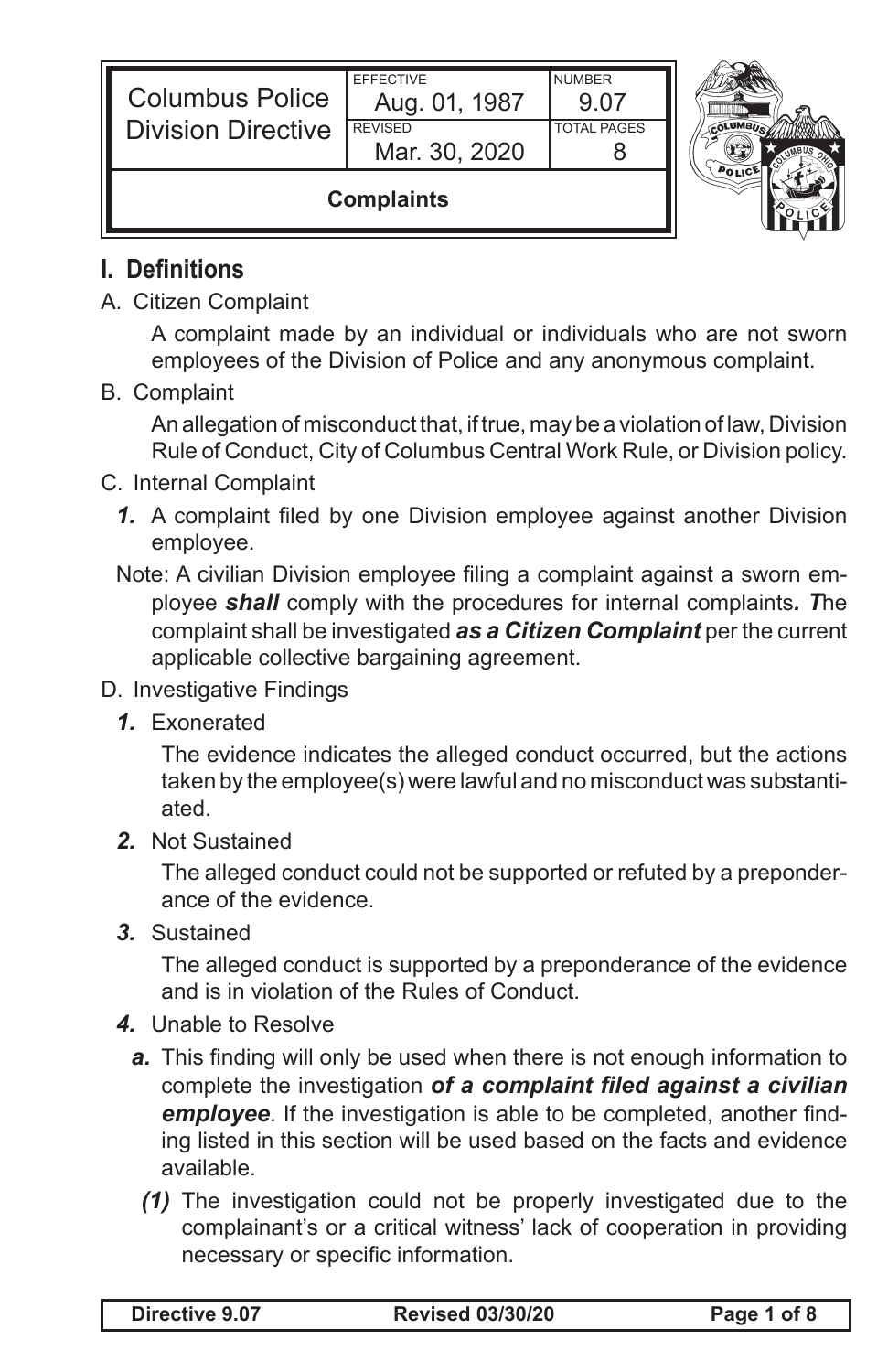| Columbus Police Division Directive | EFFECTIVE Aug. 01, 1987 | NUMBER 9.07 |
|---|---|---|
| | REVISED Mar. 30, 2020 | TOTAL PAGES 8 |
| **Complaints** | | |

## I. Definitions

A. Citizen Complaint

A complaint made by an individual or individuals who are not sworn employees of the Division of Police and any anonymous complaint.

B. Complaint

An allegation of misconduct that, if true, may be a violation of law, Division Rule of Conduct, City of Columbus Central Work Rule, or Division policy.

C. Internal Complaint

***1.*** A complaint filed by one Division employee against another Division employee.

Note: A civilian Division employee filing a complaint against a sworn employee ***shall*** comply with the procedures for internal complaints***. T***he complaint shall be investigated ***as a Citizen Complaint*** per the current applicable collective bargaining agreement.

D. Investigative Findings

***1.*** Exonerated

The evidence indicates the alleged conduct occurred, but the actions taken by the employee(s) were lawful and no misconduct was substantiated.

***2.*** Not Sustained

The alleged conduct could not be supported or refuted by a preponderance of the evidence.

***3.*** Sustained

The alleged conduct is supported by a preponderance of the evidence and is in violation of the Rules of Conduct.

***4.*** Unable to Resolve

***a.*** This finding will only be used when there is not enough information to complete the investigation ***of a complaint filed against a civilian employee***. If the investigation is able to be completed, another finding listed in this section will be used based on the facts and evidence available.

***(1)*** The investigation could not be properly investigated due to the complainant's or a critical witness' lack of cooperation in providing necessary or specific information.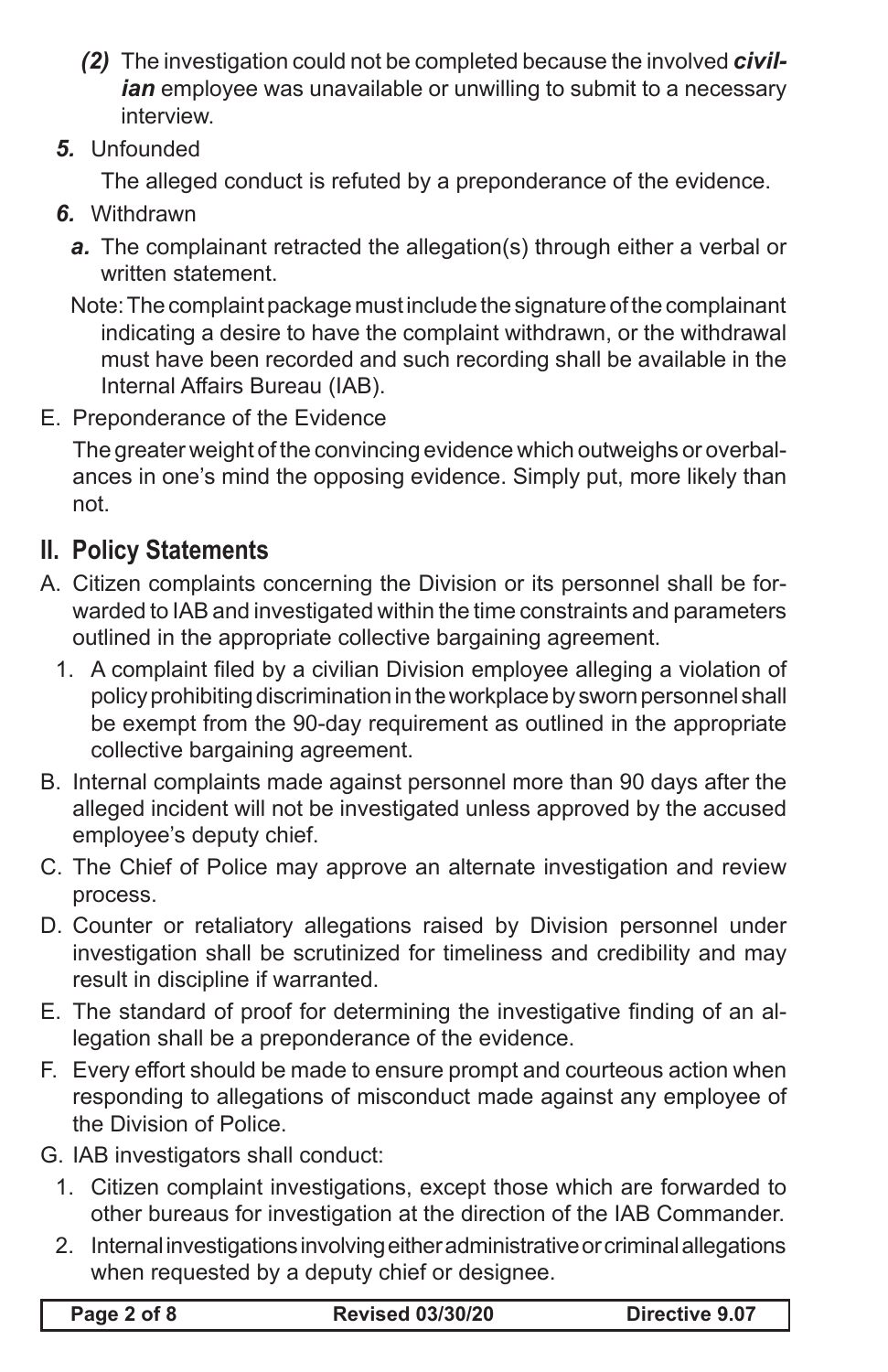*(2)* The investigation could not be completed because the involved ***civilian*** employee was unavailable or unwilling to submit to a necessary interview.

*5.* Unfounded

The alleged conduct is refuted by a preponderance of the evidence.

*6.* Withdrawn

*a.* The complainant retracted the allegation(s) through either a verbal or written statement.

Note: The complaint package must include the signature of the complainant indicating a desire to have the complaint withdrawn, or the withdrawal must have been recorded and such recording shall be available in the Internal Affairs Bureau (IAB).

E. Preponderance of the Evidence

The greater weight of the convincing evidence which outweighs or overbalances in one's mind the opposing evidence. Simply put, more likely than not.

## II. Policy Statements

A. Citizen complaints concerning the Division or its personnel shall be forwarded to IAB and investigated within the time constraints and parameters outlined in the appropriate collective bargaining agreement.

1. A complaint filed by a civilian Division employee alleging a violation of policy prohibiting discrimination in the workplace by sworn personnel shall be exempt from the 90-day requirement as outlined in the appropriate collective bargaining agreement.

B. Internal complaints made against personnel more than 90 days after the alleged incident will not be investigated unless approved by the accused employee's deputy chief.

C. The Chief of Police may approve an alternate investigation and review process.

D. Counter or retaliatory allegations raised by Division personnel under investigation shall be scrutinized for timeliness and credibility and may result in discipline if warranted.

E. The standard of proof for determining the investigative finding of an allegation shall be a preponderance of the evidence.

F. Every effort should be made to ensure prompt and courteous action when responding to allegations of misconduct made against any employee of the Division of Police.

G. IAB investigators shall conduct:

1. Citizen complaint investigations, except those which are forwarded to other bureaus for investigation at the direction of the IAB Commander.
2. Internal investigations involving either administrative or criminal allegations when requested by a deputy chief or designee.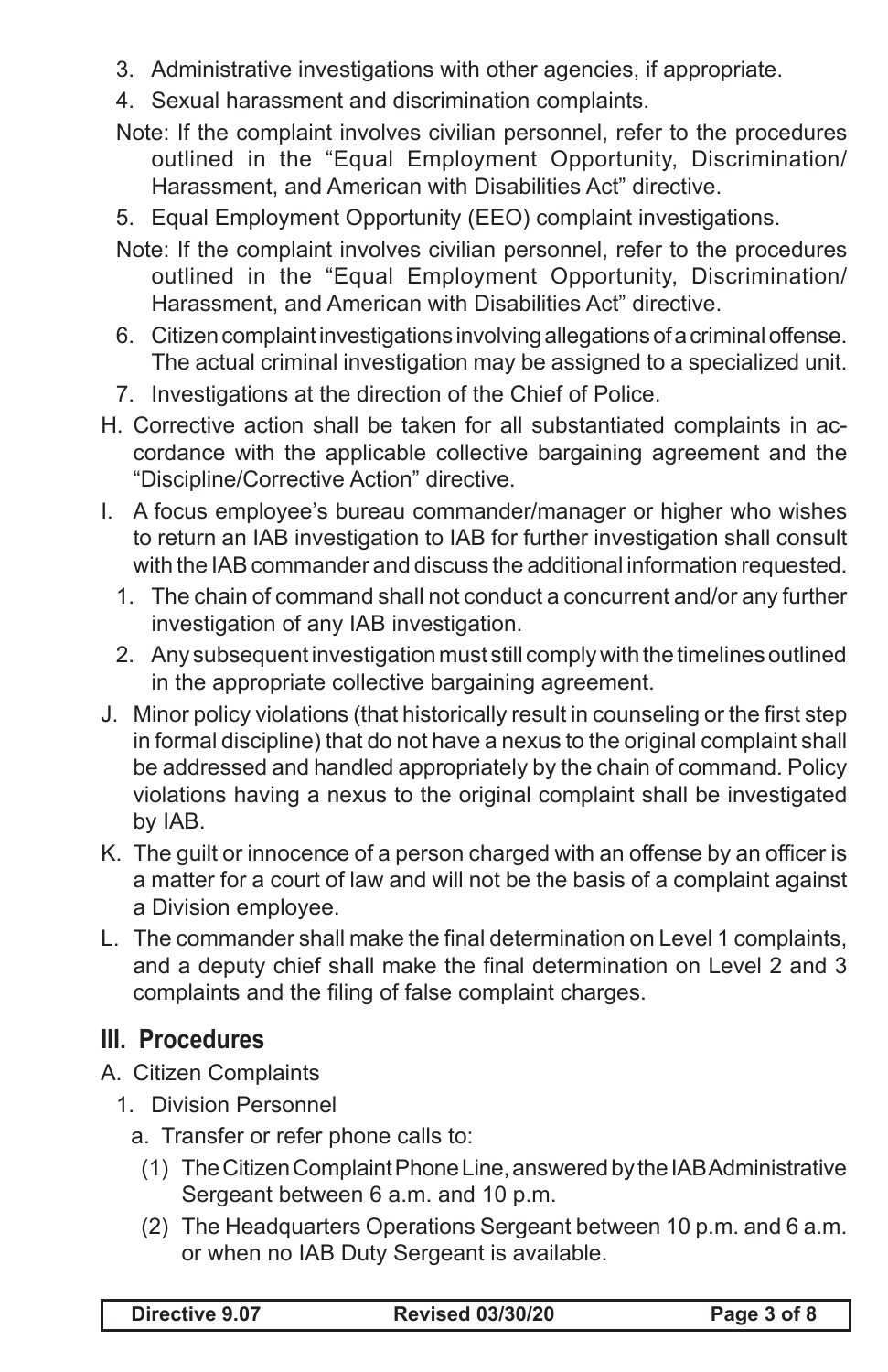3. Administrative investigations with other agencies, if appropriate.
4. Sexual harassment and discrimination complaints.

Note: If the complaint involves civilian personnel, refer to the procedures outlined in the “Equal Employment Opportunity, Discrimination/ Harassment, and American with Disabilities Act” directive.

5. Equal Employment Opportunity (EEO) complaint investigations.

Note: If the complaint involves civilian personnel, refer to the procedures outlined in the “Equal Employment Opportunity, Discrimination/ Harassment, and American with Disabilities Act” directive.

6. Citizen complaint investigations involving allegations of a criminal offense. The actual criminal investigation may be assigned to a specialized unit.
7. Investigations at the direction of the Chief of Police.

H. Corrective action shall be taken for all substantiated complaints in accordance with the applicable collective bargaining agreement and the “Discipline/Corrective Action” directive.

I. A focus employee’s bureau commander/manager or higher who wishes to return an IAB investigation to IAB for further investigation shall consult with the IAB commander and discuss the additional information requested.

1. The chain of command shall not conduct a concurrent and/or any further investigation of any IAB investigation.
2. Any subsequent investigation must still comply with the timelines outlined in the appropriate collective bargaining agreement.

J. Minor policy violations (that historically result in counseling or the first step in formal discipline) that do not have a nexus to the original complaint shall be addressed and handled appropriately by the chain of command. Policy violations having a nexus to the original complaint shall be investigated by IAB.

K. The guilt or innocence of a person charged with an offense by an officer is a matter for a court of law and will not be the basis of a complaint against a Division employee.

L. The commander shall make the final determination on Level 1 complaints, and a deputy chief shall make the final determination on Level 2 and 3 complaints and the filing of false complaint charges.

## III. Procedures

A. Citizen Complaints

1. Division Personnel

a. Transfer or refer phone calls to:

(1) The Citizen Complaint Phone Line, answered by the IAB Administrative Sergeant between 6 a.m. and 10 p.m.

(2) The Headquarters Operations Sergeant between 10 p.m. and 6 a.m. or when no IAB Duty Sergeant is available.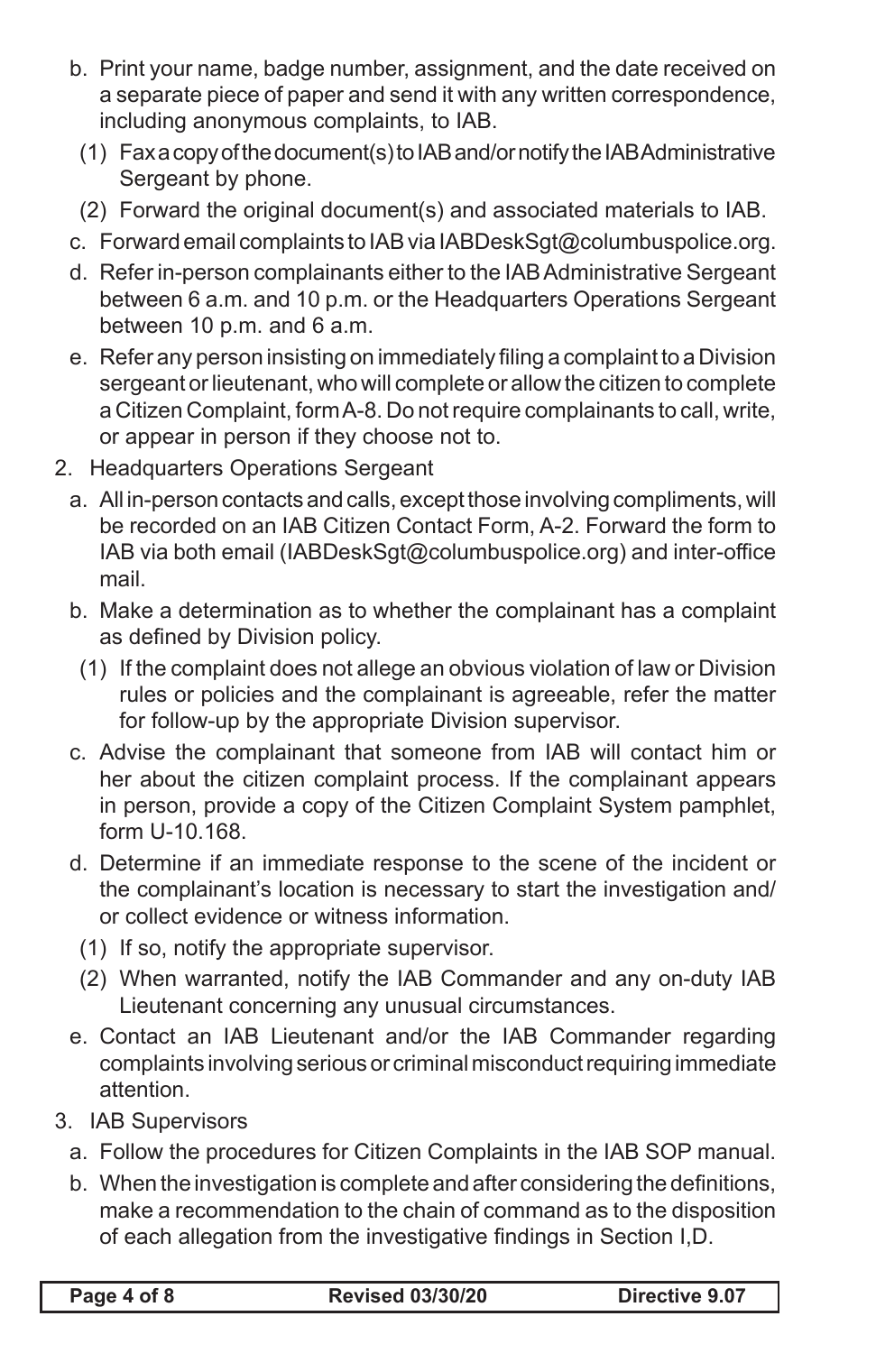b. Print your name, badge number, assignment, and the date received on a separate piece of paper and send it with any written correspondence, including anonymous complaints, to IAB.

   (1) Fax a copy of the document(s) to IAB and/or notify the IAB Administrative Sergeant by phone.

   (2) Forward the original document(s) and associated materials to IAB.

c. Forward email complaints to IAB via IABDeskSgt@columbuspolice.org.

d. Refer in-person complainants either to the IAB Administrative Sergeant between 6 a.m. and 10 p.m. or the Headquarters Operations Sergeant between 10 p.m. and 6 a.m.

e. Refer any person insisting on immediately filing a complaint to a Division sergeant or lieutenant, who will complete or allow the citizen to complete a Citizen Complaint, form A-8. Do not require complainants to call, write, or appear in person if they choose not to.

2. Headquarters Operations Sergeant

   a. All in-person contacts and calls, except those involving compliments, will be recorded on an IAB Citizen Contact Form, A-2. Forward the form to IAB via both email (IABDeskSgt@columbuspolice.org) and inter-office mail.

   b. Make a determination as to whether the complainant has a complaint as defined by Division policy.

      (1) If the complaint does not allege an obvious violation of law or Division rules or policies and the complainant is agreeable, refer the matter for follow-up by the appropriate Division supervisor.

   c. Advise the complainant that someone from IAB will contact him or her about the citizen complaint process. If the complainant appears in person, provide a copy of the Citizen Complaint System pamphlet, form U-10.168.

   d. Determine if an immediate response to the scene of the incident or the complainant's location is necessary to start the investigation and/or collect evidence or witness information.

      (1) If so, notify the appropriate supervisor.

      (2) When warranted, notify the IAB Commander and any on-duty IAB Lieutenant concerning any unusual circumstances.

   e. Contact an IAB Lieutenant and/or the IAB Commander regarding complaints involving serious or criminal misconduct requiring immediate attention.

3. IAB Supervisors

   a. Follow the procedures for Citizen Complaints in the IAB SOP manual.

   b. When the investigation is complete and after considering the definitions, make a recommendation to the chain of command as to the disposition of each allegation from the investigative findings in Section I,D.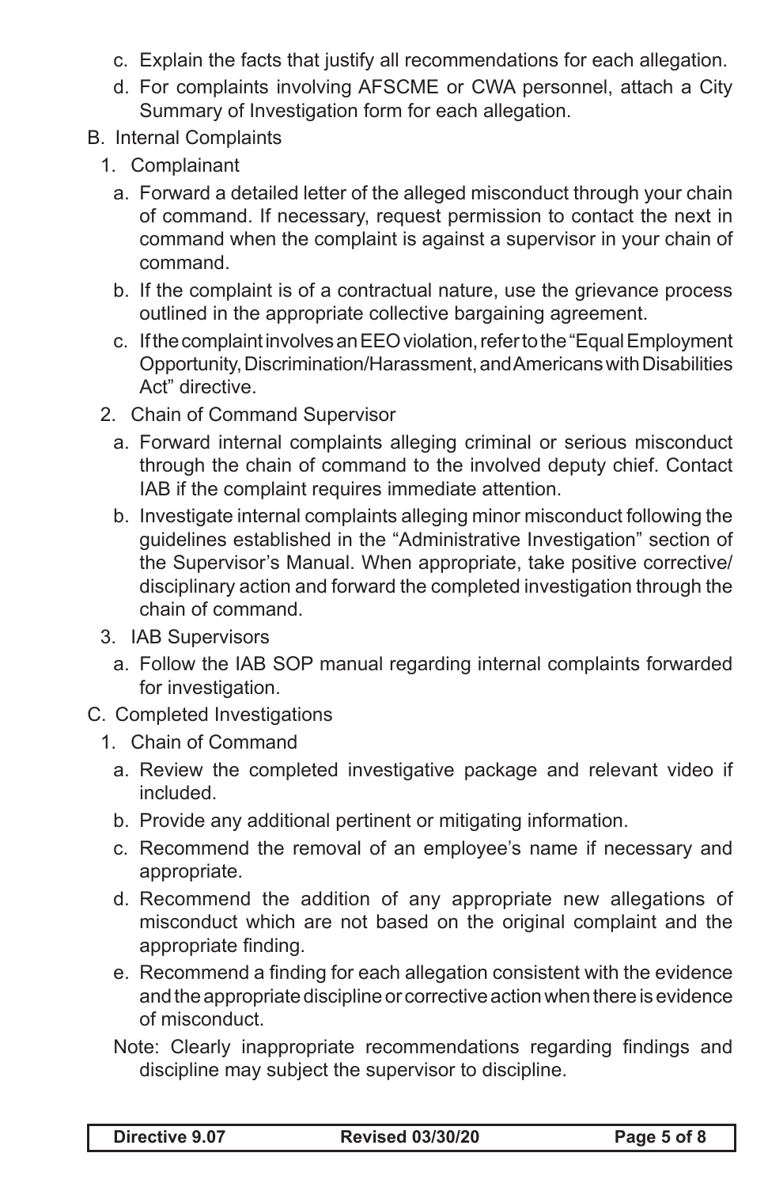c. Explain the facts that justify all recommendations for each allegation.

d. For complaints involving AFSCME or CWA personnel, attach a City Summary of Investigation form for each allegation.

B. Internal Complaints

1. Complainant

a. Forward a detailed letter of the alleged misconduct through your chain of command. If necessary, request permission to contact the next in command when the complaint is against a supervisor in your chain of command.

b. If the complaint is of a contractual nature, use the grievance process outlined in the appropriate collective bargaining agreement.

c. If the complaint involves an EEO violation, refer to the "Equal Employment Opportunity, Discrimination/Harassment, and Americans with Disabilities Act" directive.

2. Chain of Command Supervisor

a. Forward internal complaints alleging criminal or serious misconduct through the chain of command to the involved deputy chief. Contact IAB if the complaint requires immediate attention.

b. Investigate internal complaints alleging minor misconduct following the guidelines established in the "Administrative Investigation" section of the Supervisor's Manual. When appropriate, take positive corrective/ disciplinary action and forward the completed investigation through the chain of command.

3. IAB Supervisors

a. Follow the IAB SOP manual regarding internal complaints forwarded for investigation.

C. Completed Investigations

1. Chain of Command

a. Review the completed investigative package and relevant video if included.

b. Provide any additional pertinent or mitigating information.

c. Recommend the removal of an employee's name if necessary and appropriate.

d. Recommend the addition of any appropriate new allegations of misconduct which are not based on the original complaint and the appropriate finding.

e. Recommend a finding for each allegation consistent with the evidence and the appropriate discipline or corrective action when there is evidence of misconduct.

Note: Clearly inappropriate recommendations regarding findings and discipline may subject the supervisor to discipline.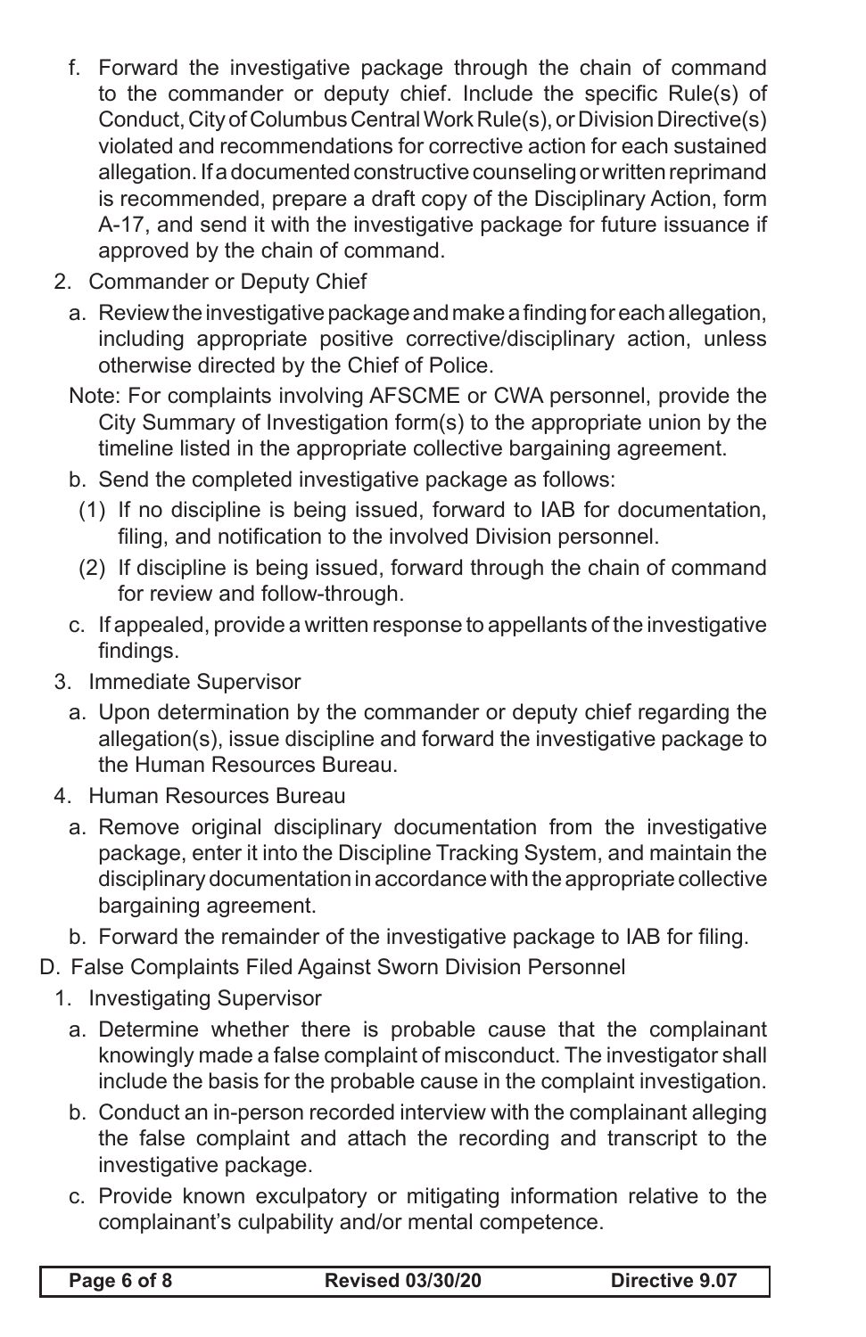f. Forward the investigative package through the chain of command to the commander or deputy chief. Include the specific Rule(s) of Conduct, City of Columbus Central Work Rule(s), or Division Directive(s) violated and recommendations for corrective action for each sustained allegation. If a documented constructive counseling or written reprimand is recommended, prepare a draft copy of the Disciplinary Action, form A-17, and send it with the investigative package for future issuance if approved by the chain of command.

2. Commander or Deputy Chief

   a. Review the investigative package and make a finding for each allegation, including appropriate positive corrective/disciplinary action, unless otherwise directed by the Chief of Police.

   Note: For complaints involving AFSCME or CWA personnel, provide the City Summary of Investigation form(s) to the appropriate union by the timeline listed in the appropriate collective bargaining agreement.

   b. Send the completed investigative package as follows:

      (1) If no discipline is being issued, forward to IAB for documentation, filing, and notification to the involved Division personnel.

      (2) If discipline is being issued, forward through the chain of command for review and follow-through.

   c. If appealed, provide a written response to appellants of the investigative findings.

3. Immediate Supervisor

   a. Upon determination by the commander or deputy chief regarding the allegation(s), issue discipline and forward the investigative package to the Human Resources Bureau.

4. Human Resources Bureau

   a. Remove original disciplinary documentation from the investigative package, enter it into the Discipline Tracking System, and maintain the disciplinary documentation in accordance with the appropriate collective bargaining agreement.

   b. Forward the remainder of the investigative package to IAB for filing.

D. False Complaints Filed Against Sworn Division Personnel

1. Investigating Supervisor

   a. Determine whether there is probable cause that the complainant knowingly made a false complaint of misconduct. The investigator shall include the basis for the probable cause in the complaint investigation.

   b. Conduct an in-person recorded interview with the complainant alleging the false complaint and attach the recording and transcript to the investigative package.

   c. Provide known exculpatory or mitigating information relative to the complainant's culpability and/or mental competence.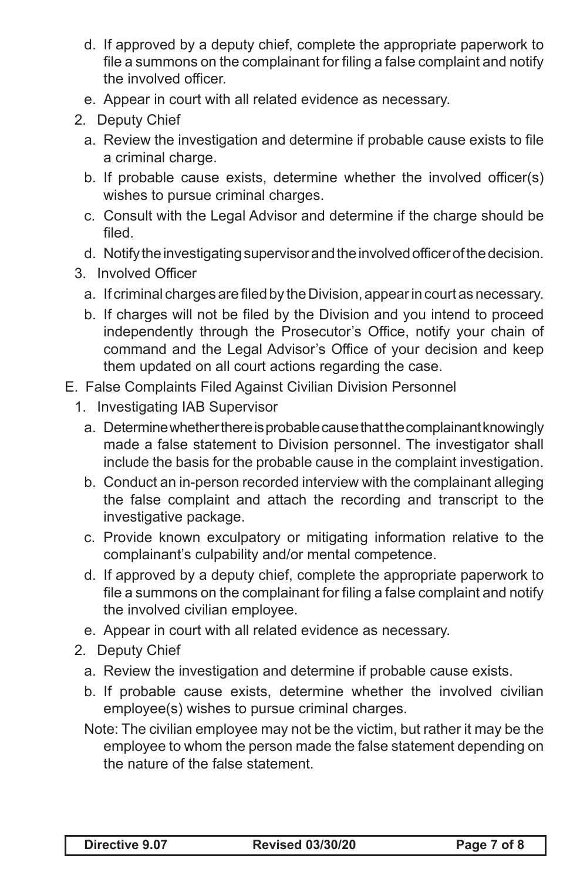d. If approved by a deputy chief, complete the appropriate paperwork to file a summons on the complainant for filing a false complaint and notify the involved officer.

e. Appear in court with all related evidence as necessary.

2. Deputy Chief

   a. Review the investigation and determine if probable cause exists to file a criminal charge.

   b. If probable cause exists, determine whether the involved officer(s) wishes to pursue criminal charges.

   c. Consult with the Legal Advisor and determine if the charge should be filed.

   d. Notify the investigating supervisor and the involved officer of the decision.

3. Involved Officer

   a. If criminal charges are filed by the Division, appear in court as necessary.

   b. If charges will not be filed by the Division and you intend to proceed independently through the Prosecutor's Office, notify your chain of command and the Legal Advisor's Office of your decision and keep them updated on all court actions regarding the case.

E. False Complaints Filed Against Civilian Division Personnel

1. Investigating IAB Supervisor

   a. Determine whether there is probable cause that the complainant knowingly made a false statement to Division personnel. The investigator shall include the basis for the probable cause in the complaint investigation.

   b. Conduct an in-person recorded interview with the complainant alleging the false complaint and attach the recording and transcript to the investigative package.

   c. Provide known exculpatory or mitigating information relative to the complainant's culpability and/or mental competence.

   d. If approved by a deputy chief, complete the appropriate paperwork to file a summons on the complainant for filing a false complaint and notify the involved civilian employee.

   e. Appear in court with all related evidence as necessary.

2. Deputy Chief

   a. Review the investigation and determine if probable cause exists.

   b. If probable cause exists, determine whether the involved civilian employee(s) wishes to pursue criminal charges.

   Note: The civilian employee may not be the victim, but rather it may be the employee to whom the person made the false statement depending on the nature of the false statement.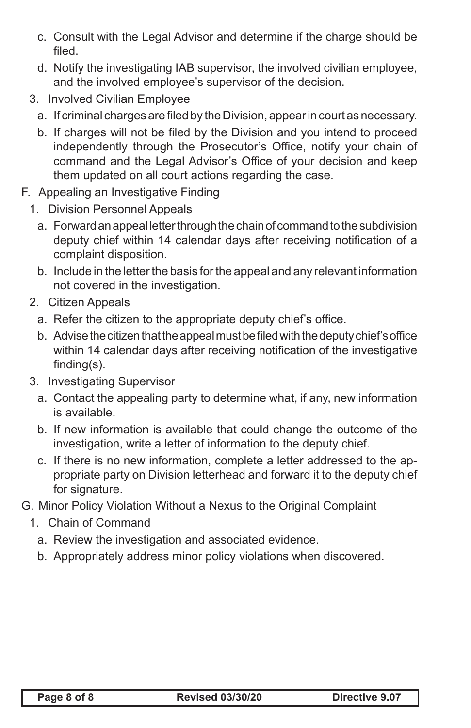c. Consult with the Legal Advisor and determine if the charge should be filed.
   d. Notify the investigating IAB supervisor, the involved civilian employee, and the involved employee's supervisor of the decision.
3. Involved Civilian Employee
   a. If criminal charges are filed by the Division, appear in court as necessary.
   b. If charges will not be filed by the Division and you intend to proceed independently through the Prosecutor's Office, notify your chain of command and the Legal Advisor's Office of your decision and keep them updated on all court actions regarding the case.

F. Appealing an Investigative Finding
1. Division Personnel Appeals
   a. Forward an appeal letter through the chain of command to the subdivision deputy chief within 14 calendar days after receiving notification of a complaint disposition.
   b. Include in the letter the basis for the appeal and any relevant information not covered in the investigation.
2. Citizen Appeals
   a. Refer the citizen to the appropriate deputy chief's office.
   b. Advise the citizen that the appeal must be filed with the deputy chief's office within 14 calendar days after receiving notification of the investigative finding(s).
3. Investigating Supervisor
   a. Contact the appealing party to determine what, if any, new information is available.
   b. If new information is available that could change the outcome of the investigation, write a letter of information to the deputy chief.
   c. If there is no new information, complete a letter addressed to the appropriate party on Division letterhead and forward it to the deputy chief for signature.

G. Minor Policy Violation Without a Nexus to the Original Complaint
1. Chain of Command
   a. Review the investigation and associated evidence.
   b. Appropriately address minor policy violations when discovered.